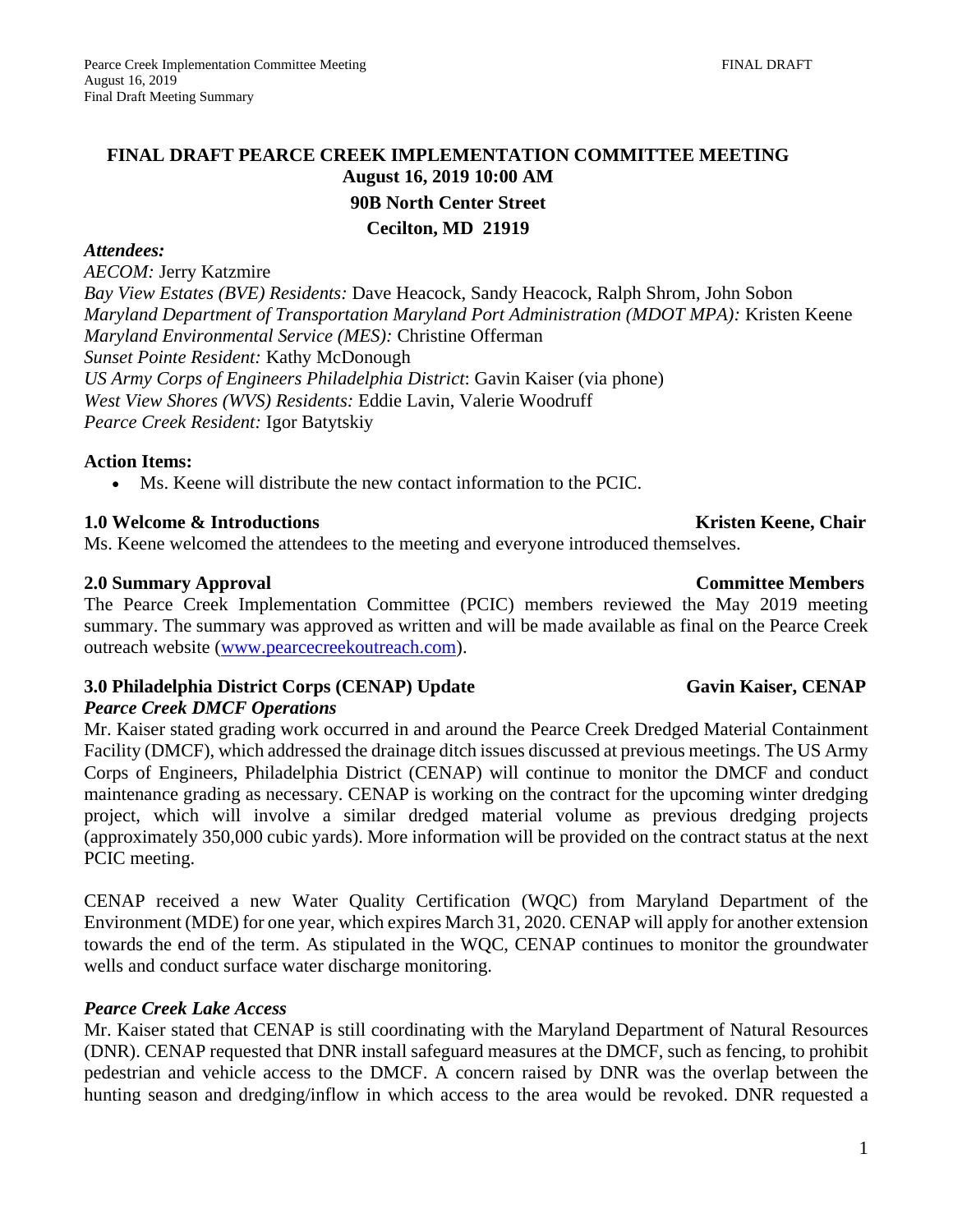# FINAL DRAFT PEARCE CREEK IMPLEMENTATION COMMITTEE MEETING

**August 16, 2019 10:00 AM**

**90B North Center Street**

**Cecilton, MD 21919**

***Attendees:***

*AECOM:* Jerry Katzmire
*Bay View Estates (BVE) Residents:* Dave Heacock, Sandy Heacock, Ralph Shrom, John Sobon
*Maryland Department of Transportation Maryland Port Administration (MDOT MPA):* Kristen Keene
*Maryland Environmental Service (MES):* Christine Offerman
*Sunset Pointe Resident:* Kathy McDonough
*US Army Corps of Engineers Philadelphia District*: Gavin Kaiser (via phone)
*West View Shores (WVS) Residents:* Eddie Lavin, Valerie Woodruff
*Pearce Creek Resident:* Igor Batytskiy

**Action Items:**

- Ms. Keene will distribute the new contact information to the PCIC.

## 1.0 Welcome & Introductions — Kristen Keene, Chair

Ms. Keene welcomed the attendees to the meeting and everyone introduced themselves.

## 2.0 Summary Approval — Committee Members

The Pearce Creek Implementation Committee (PCIC) members reviewed the May 2019 meeting summary. The summary was approved as written and will be made available as final on the Pearce Creek outreach website (www.pearcecreekoutreach.com).

## 3.0 Philadelphia District Corps (CENAP) Update — Gavin Kaiser, CENAP

### *Pearce Creek DMCF Operations*

Mr. Kaiser stated grading work occurred in and around the Pearce Creek Dredged Material Containment Facility (DMCF), which addressed the drainage ditch issues discussed at previous meetings. The US Army Corps of Engineers, Philadelphia District (CENAP) will continue to monitor the DMCF and conduct maintenance grading as necessary. CENAP is working on the contract for the upcoming winter dredging project, which will involve a similar dredged material volume as previous dredging projects (approximately 350,000 cubic yards). More information will be provided on the contract status at the next PCIC meeting.

CENAP received a new Water Quality Certification (WQC) from Maryland Department of the Environment (MDE) for one year, which expires March 31, 2020. CENAP will apply for another extension towards the end of the term. As stipulated in the WQC, CENAP continues to monitor the groundwater wells and conduct surface water discharge monitoring.

### *Pearce Creek Lake Access*

Mr. Kaiser stated that CENAP is still coordinating with the Maryland Department of Natural Resources (DNR). CENAP requested that DNR install safeguard measures at the DMCF, such as fencing, to prohibit pedestrian and vehicle access to the DMCF. A concern raised by DNR was the overlap between the hunting season and dredging/inflow in which access to the area would be revoked. DNR requested a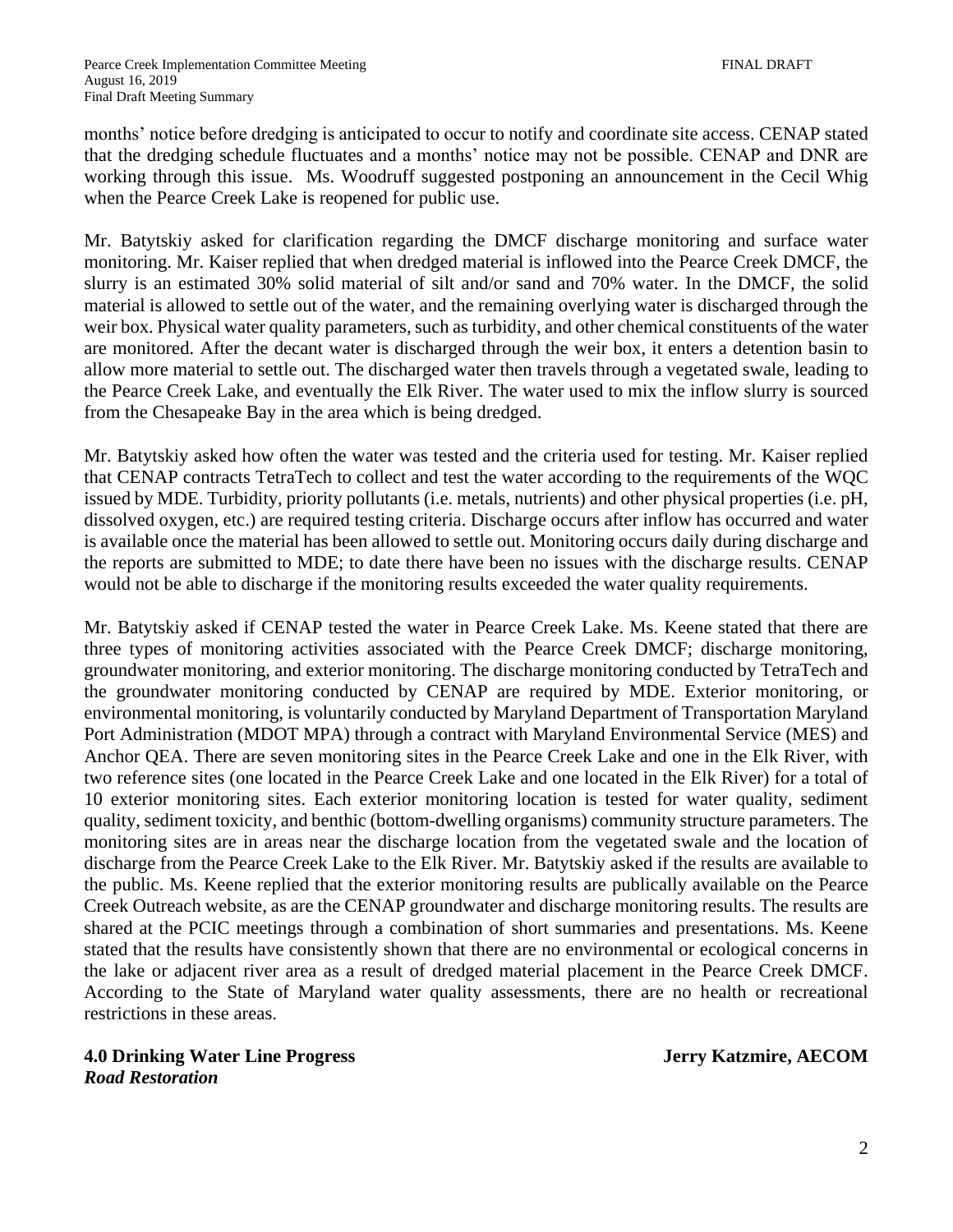months' notice before dredging is anticipated to occur to notify and coordinate site access. CENAP stated that the dredging schedule fluctuates and a months' notice may not be possible. CENAP and DNR are working through this issue. Ms. Woodruff suggested postponing an announcement in the Cecil Whig when the Pearce Creek Lake is reopened for public use.

Mr. Batytskiy asked for clarification regarding the DMCF discharge monitoring and surface water monitoring. Mr. Kaiser replied that when dredged material is inflowed into the Pearce Creek DMCF, the slurry is an estimated 30% solid material of silt and/or sand and 70% water. In the DMCF, the solid material is allowed to settle out of the water, and the remaining overlying water is discharged through the weir box. Physical water quality parameters, such as turbidity, and other chemical constituents of the water are monitored. After the decant water is discharged through the weir box, it enters a detention basin to allow more material to settle out. The discharged water then travels through a vegetated swale, leading to the Pearce Creek Lake, and eventually the Elk River. The water used to mix the inflow slurry is sourced from the Chesapeake Bay in the area which is being dredged.

Mr. Batytskiy asked how often the water was tested and the criteria used for testing. Mr. Kaiser replied that CENAP contracts TetraTech to collect and test the water according to the requirements of the WQC issued by MDE. Turbidity, priority pollutants (i.e. metals, nutrients) and other physical properties (i.e. pH, dissolved oxygen, etc.) are required testing criteria. Discharge occurs after inflow has occurred and water is available once the material has been allowed to settle out. Monitoring occurs daily during discharge and the reports are submitted to MDE; to date there have been no issues with the discharge results. CENAP would not be able to discharge if the monitoring results exceeded the water quality requirements.

Mr. Batytskiy asked if CENAP tested the water in Pearce Creek Lake. Ms. Keene stated that there are three types of monitoring activities associated with the Pearce Creek DMCF; discharge monitoring, groundwater monitoring, and exterior monitoring. The discharge monitoring conducted by TetraTech and the groundwater monitoring conducted by CENAP are required by MDE. Exterior monitoring, or environmental monitoring, is voluntarily conducted by Maryland Department of Transportation Maryland Port Administration (MDOT MPA) through a contract with Maryland Environmental Service (MES) and Anchor QEA. There are seven monitoring sites in the Pearce Creek Lake and one in the Elk River, with two reference sites (one located in the Pearce Creek Lake and one located in the Elk River) for a total of 10 exterior monitoring sites. Each exterior monitoring location is tested for water quality, sediment quality, sediment toxicity, and benthic (bottom-dwelling organisms) community structure parameters. The monitoring sites are in areas near the discharge location from the vegetated swale and the location of discharge from the Pearce Creek Lake to the Elk River. Mr. Batytskiy asked if the results are available to the public. Ms. Keene replied that the exterior monitoring results are publically available on the Pearce Creek Outreach website, as are the CENAP groundwater and discharge monitoring results. The results are shared at the PCIC meetings through a combination of short summaries and presentations. Ms. Keene stated that the results have consistently shown that there are no environmental or ecological concerns in the lake or adjacent river area as a result of dredged material placement in the Pearce Creek DMCF. According to the State of Maryland water quality assessments, there are no health or recreational restrictions in these areas.

## 4.0 Drinking Water Line Progress — Jerry Katzmire, AECOM

***Road Restoration***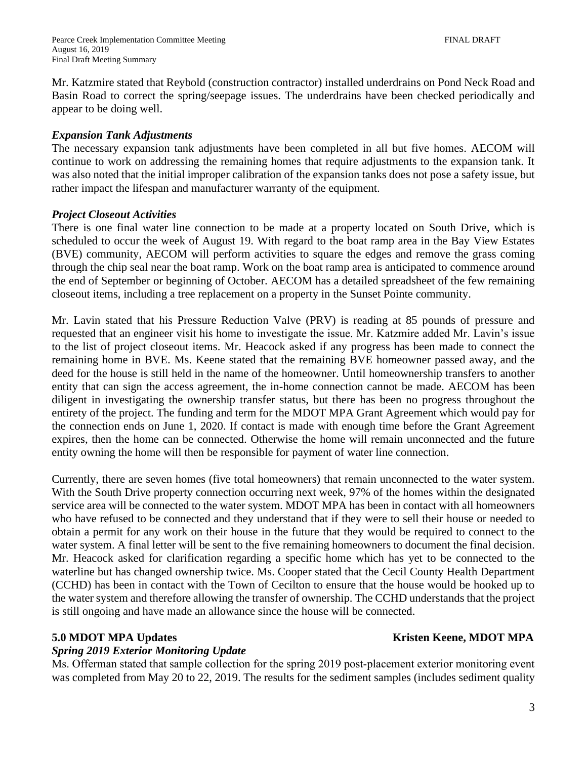Mr. Katzmire stated that Reybold (construction contractor) installed underdrains on Pond Neck Road and Basin Road to correct the spring/seepage issues. The underdrains have been checked periodically and appear to be doing well.

***Expansion Tank Adjustments***

The necessary expansion tank adjustments have been completed in all but five homes. AECOM will continue to work on addressing the remaining homes that require adjustments to the expansion tank. It was also noted that the initial improper calibration of the expansion tanks does not pose a safety issue, but rather impact the lifespan and manufacturer warranty of the equipment.

***Project Closeout Activities***

There is one final water line connection to be made at a property located on South Drive, which is scheduled to occur the week of August 19. With regard to the boat ramp area in the Bay View Estates (BVE) community, AECOM will perform activities to square the edges and remove the grass coming through the chip seal near the boat ramp. Work on the boat ramp area is anticipated to commence around the end of September or beginning of October. AECOM has a detailed spreadsheet of the few remaining closeout items, including a tree replacement on a property in the Sunset Pointe community.

Mr. Lavin stated that his Pressure Reduction Valve (PRV) is reading at 85 pounds of pressure and requested that an engineer visit his home to investigate the issue. Mr. Katzmire added Mr. Lavin's issue to the list of project closeout items. Mr. Heacock asked if any progress has been made to connect the remaining home in BVE. Ms. Keene stated that the remaining BVE homeowner passed away, and the deed for the house is still held in the name of the homeowner. Until homeownership transfers to another entity that can sign the access agreement, the in-home connection cannot be made. AECOM has been diligent in investigating the ownership transfer status, but there has been no progress throughout the entirety of the project. The funding and term for the MDOT MPA Grant Agreement which would pay for the connection ends on June 1, 2020. If contact is made with enough time before the Grant Agreement expires, then the home can be connected. Otherwise the home will remain unconnected and the future entity owning the home will then be responsible for payment of water line connection.

Currently, there are seven homes (five total homeowners) that remain unconnected to the water system. With the South Drive property connection occurring next week, 97% of the homes within the designated service area will be connected to the water system. MDOT MPA has been in contact with all homeowners who have refused to be connected and they understand that if they were to sell their house or needed to obtain a permit for any work on their house in the future that they would be required to connect to the water system. A final letter will be sent to the five remaining homeowners to document the final decision. Mr. Heacock asked for clarification regarding a specific home which has yet to be connected to the waterline but has changed ownership twice. Ms. Cooper stated that the Cecil County Health Department (CCHD) has been in contact with the Town of Cecilton to ensure that the house would be hooked up to the water system and therefore allowing the transfer of ownership. The CCHD understands that the project is still ongoing and have made an allowance since the house will be connected.

## 5.0 MDOT MPA Updates — Kristen Keene, MDOT MPA

***Spring 2019 Exterior Monitoring Update***

Ms. Offerman stated that sample collection for the spring 2019 post-placement exterior monitoring event was completed from May 20 to 22, 2019. The results for the sediment samples (includes sediment quality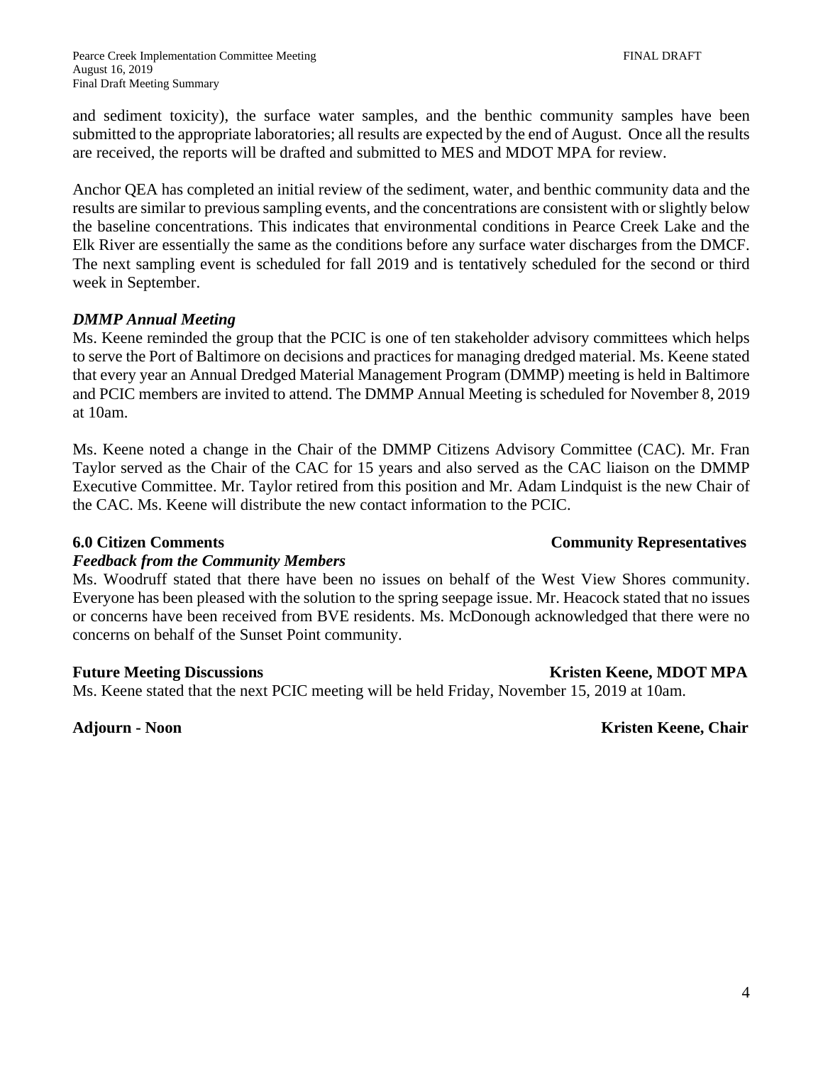and sediment toxicity), the surface water samples, and the benthic community samples have been submitted to the appropriate laboratories; all results are expected by the end of August. Once all the results are received, the reports will be drafted and submitted to MES and MDOT MPA for review.

Anchor QEA has completed an initial review of the sediment, water, and benthic community data and the results are similar to previous sampling events, and the concentrations are consistent with or slightly below the baseline concentrations. This indicates that environmental conditions in Pearce Creek Lake and the Elk River are essentially the same as the conditions before any surface water discharges from the DMCF. The next sampling event is scheduled for fall 2019 and is tentatively scheduled for the second or third week in September.

***DMMP Annual Meeting***

Ms. Keene reminded the group that the PCIC is one of ten stakeholder advisory committees which helps to serve the Port of Baltimore on decisions and practices for managing dredged material. Ms. Keene stated that every year an Annual Dredged Material Management Program (DMMP) meeting is held in Baltimore and PCIC members are invited to attend. The DMMP Annual Meeting is scheduled for November 8, 2019 at 10am.

Ms. Keene noted a change in the Chair of the DMMP Citizens Advisory Committee (CAC). Mr. Fran Taylor served as the Chair of the CAC for 15 years and also served as the CAC liaison on the DMMP Executive Committee. Mr. Taylor retired from this position and Mr. Adam Lindquist is the new Chair of the CAC. Ms. Keene will distribute the new contact information to the PCIC.

**6.0 Citizen Comments** **Community Representatives**

***Feedback from the Community Members***

Ms. Woodruff stated that there have been no issues on behalf of the West View Shores community. Everyone has been pleased with the solution to the spring seepage issue. Mr. Heacock stated that no issues or concerns have been received from BVE residents. Ms. McDonough acknowledged that there were no concerns on behalf of the Sunset Point community.

**Future Meeting Discussions** **Kristen Keene, MDOT MPA**

Ms. Keene stated that the next PCIC meeting will be held Friday, November 15, 2019 at 10am.

**Adjourn - Noon** **Kristen Keene, Chair**